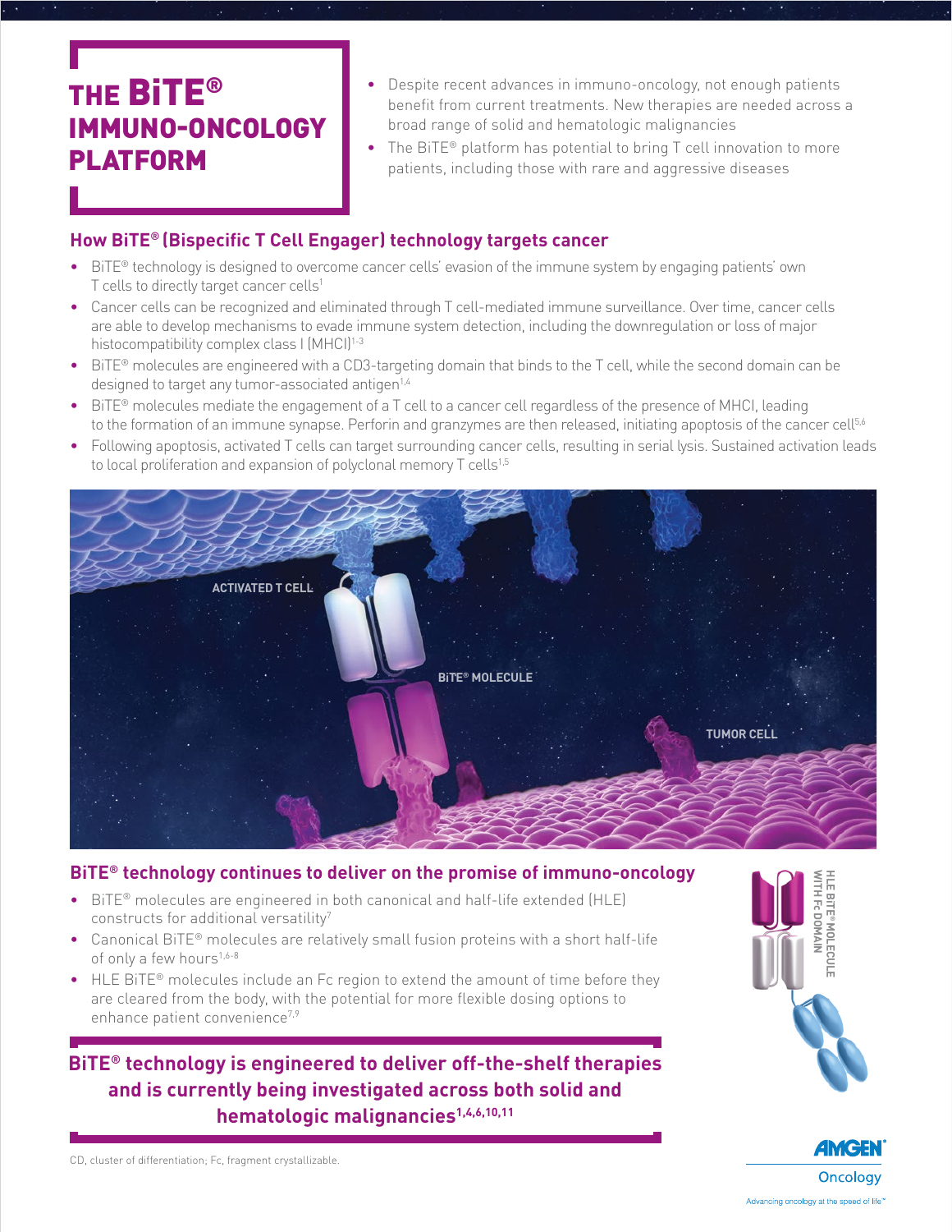# THE BiTE® IMMUNO-ONCOLOGY PLATFORM

- Despite recent advances in immuno-oncology, not enough patients benefit from current treatments. New therapies are needed across a broad range of solid and hematologic malignancies
- The BiTE® platform has potential to bring T cell innovation to more patients, including those with rare and aggressive diseases

## How BiTE® (Bispecific T Cell Engager) technology targets cancer

- BiTE® technology is designed to overcome cancer cells' evasion of the immune system by engaging patients' own T cells to directly target cancer cells[1]
- Cancer cells can be recognized and eliminated through T cell-mediated immune surveillance. Over time, cancer cells are able to develop mechanisms to evade immune system detection, including the downregulation or loss of major histocompatibility complex class I (MHCI)[1-3]
- BiTE® molecules are engineered with a CD3-targeting domain that binds to the T cell, while the second domain can be designed to target any tumor-associated antigen[1,4]
- BiTE® molecules mediate the engagement of a T cell to a cancer cell regardless of the presence of MHCI, leading to the formation of an immune synapse. Perforin and granzymes are then released, initiating apoptosis of the cancer cell[5,6]
- Following apoptosis, activated T cells can target surrounding cancer cells, resulting in serial lysis. Sustained activation leads to local proliferation and expansion of polyclonal memory T cells[1,5]

ACTIVATED T CELL

BiTE® MOLECULE

TUMOR CELL

## BiTE® technology continues to deliver on the promise of immuno-oncology

- BiTE® molecules are engineered in both canonical and half-life extended (HLE) constructs for additional versatility[7]
- Canonical BiTE® molecules are relatively small fusion proteins with a short half-life of only a few hours[1,6-8]
- HLE BiTE® molecules include an Fc region to extend the amount of time before they are cleared from the body, with the potential for more flexible dosing options to enhance patient convenience[7,9]

HLE BiTE® MOLECULE WITH Fc DOMAIN

**BiTE® technology is engineered to deliver off-the-shelf therapies and is currently being investigated across both solid and hematologic malignancies[1,4,6,10,11]**

CD, cluster of differentiation; Fc, fragment crystallizable.

AMGEN® Oncology

Advancing oncology at the speed of life™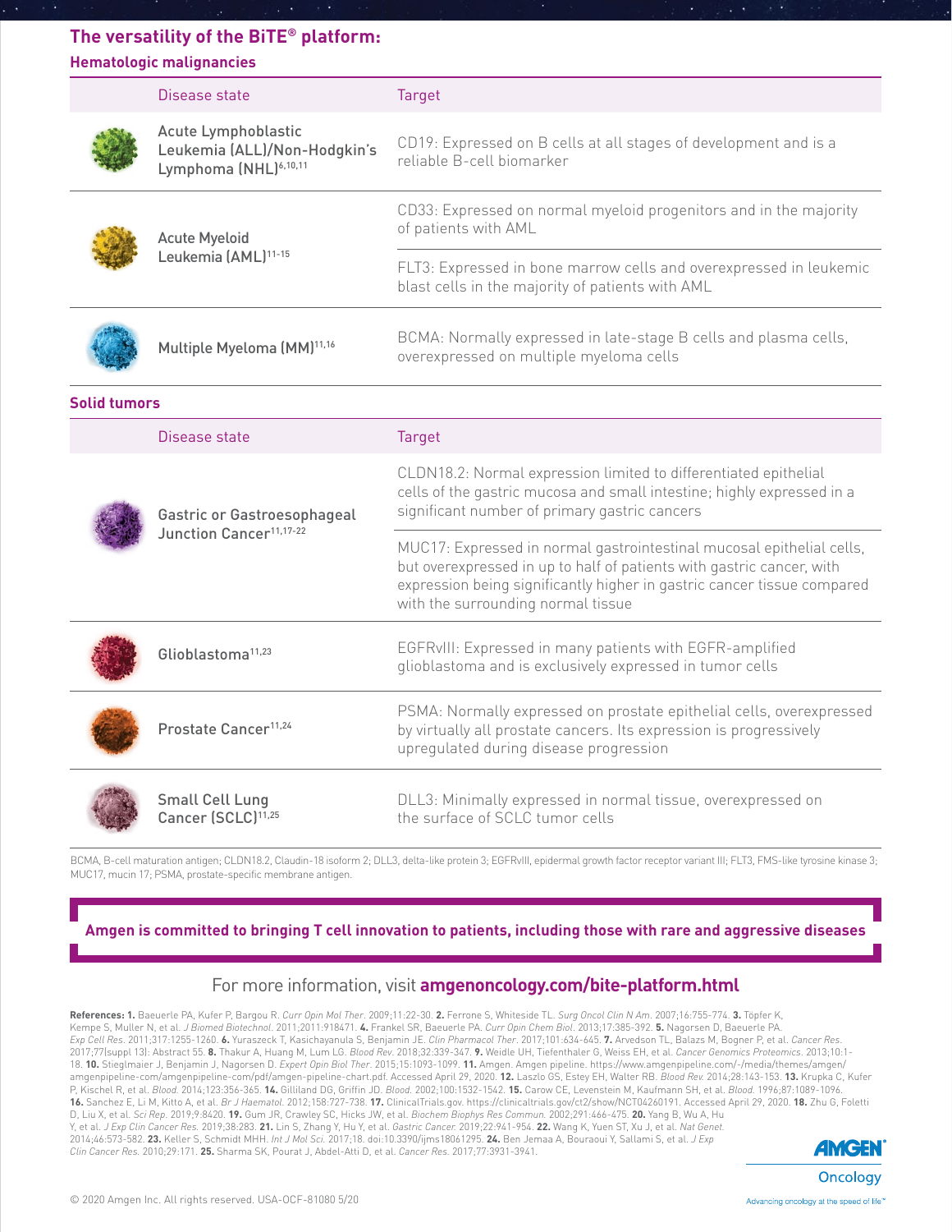## The versatility of the BiTE® platform:

### Hematologic malignancies

| Disease state | Target |
|---|---|
| Acute Lymphoblastic Leukemia (ALL)/Non-Hodgkin's Lymphoma (NHL)[6,10,11] | CD19: Expressed on B cells at all stages of development and is a reliable B-cell biomarker |
| Acute Myeloid Leukemia (AML)[11-15] | CD33: Expressed on normal myeloid progenitors and in the majority of patients with AML |
| | FLT3: Expressed in bone marrow cells and overexpressed in leukemic blast cells in the majority of patients with AML |
| Multiple Myeloma (MM)[11,16] | BCMA: Normally expressed in late-stage B cells and plasma cells, overexpressed on multiple myeloma cells |

### Solid tumors

| Disease state | Target |
|---|---|
| Gastric or Gastroesophageal Junction Cancer[11,17-22] | CLDN18.2: Normal expression limited to differentiated epithelial cells of the gastric mucosa and small intestine; highly expressed in a significant number of primary gastric cancers |
| | MUC17: Expressed in normal gastrointestinal mucosal epithelial cells, but overexpressed in up to half of patients with gastric cancer, with expression being significantly higher in gastric cancer tissue compared with the surrounding normal tissue |
| Glioblastoma[11,23] | EGFRvIII: Expressed in many patients with EGFR-amplified glioblastoma and is exclusively expressed in tumor cells |
| Prostate Cancer[11,24] | PSMA: Normally expressed on prostate epithelial cells, overexpressed by virtually all prostate cancers. Its expression is progressively upregulated during disease progression |
| Small Cell Lung Cancer (SCLC)[11,25] | DLL3: Minimally expressed in normal tissue, overexpressed on the surface of SCLC tumor cells |

BCMA, B-cell maturation antigen; CLDN18.2, Claudin-18 isoform 2; DLL3, delta-like protein 3; EGFRvIII, epidermal growth factor receptor variant III; FLT3, FMS-like tyrosine kinase 3; MUC17, mucin 17; PSMA, prostate-specific membrane antigen.

**Amgen is committed to bringing T cell innovation to patients, including those with rare and aggressive diseases**

For more information, visit **amgenoncology.com/bite-platform.html**

**References: 1.** Baeuerle PA, Kufer P, Bargou R. *Curr Opin Mol Ther*. 2009;11:22-30. **2.** Ferrone S, Whiteside TL. *Surg Oncol Clin N Am*. 2007;16:755-774. **3.** Töpfer K, Kempe S, Muller N, et al. *J Biomed Biotechnol*. 2011;2011:918471. **4.** Frankel SR, Baeuerle PA. *Curr Opin Chem Biol*. 2013;17:385-392. **5.** Nagorsen D, Baeuerle PA. *Exp Cell Res*. 2011;317:1255-1260. **6.** Yuraszeck T, Kasichayanula S, Benjamin JE. *Clin Pharmacol Ther*. 2017;101:634-645. **7.** Arvedson TL, Balazs M, Bogner P, et al. *Cancer Res*. 2017;77(suppl 13): Abstract 55. **8.** Thakur A, Huang M, Lum LG. *Blood Rev*. 2018;32:339-347. **9.** Weidle UH, Tiefenthaler G, Weiss EH, et al. *Cancer Genomics Proteomics*. 2013;10:1-18. **10.** Stieglmaier J, Benjamin J, Nagorsen D. *Expert Opin Biol Ther*. 2015;15:1093-1099. **11.** Amgen. Amgen pipeline. https://www.amgenpipeline.com/-/media/themes/amgen/amgenpipeline-com/amgenpipeline-com/pdf/amgen-pipeline-chart.pdf. Accessed April 29, 2020. **12.** Laszlo GS, Estey EH, Walter RB. *Blood Rev*. 2014;28:143-153. **13.** Krupka C, Kufer P, Kischel R, et al. *Blood*. 2014;123:356-365. **14.** Gilliland DG, Griffin JD. *Blood*. 2002;100:1532-1542. **15.** Carow CE, Levenstein M, Kaufmann SH, et al. *Blood*. 1996;87:1089-1096. **16.** Sanchez E, Li M, Kitto A, et al. *Br J Haematol*. 2012;158:727-738. **17.** ClinicalTrials.gov. https://clinicaltrials.gov/ct2/show/NCT04260191. Accessed April 29, 2020. **18.** Zhu G, Foletti D, Liu X, et al. *Sci Rep*. 2019;9:8420. **19.** Gum JR, Crawley SC, Hicks JW, et al. *Biochem Biophys Res Commun*. 2002;291:466-475. **20.** Yang B, Wu A, Hu Y, et al. *J Exp Clin Cancer Res*. 2019;38:283. **21.** Lin S, Zhang Y, Hu Y, et al. *Gastric Cancer*. 2019;22:941-954. **22.** Wang K, Yuen ST, Xu J, et al. *Nat Genet*. 2014;46:573-582. **23.** Keller S, Schmidt MHH. *Int J Mol Sci*. 2017;18. doi:10.3390/ijms18061295. **24.** Ben Jemaa A, Bouraoui Y, Sallami S, et al. *J Exp Clin Cancer Res*. 2010;29:171. **25.** Sharma SK, Pourat J, Abdel-Atti D, et al. *Cancer Res*. 2017;77:3931-3941.

© 2020 Amgen Inc. All rights reserved. USA-OCF-81080 5/20

AMGEN Oncology

Advancing oncology at the speed of life™